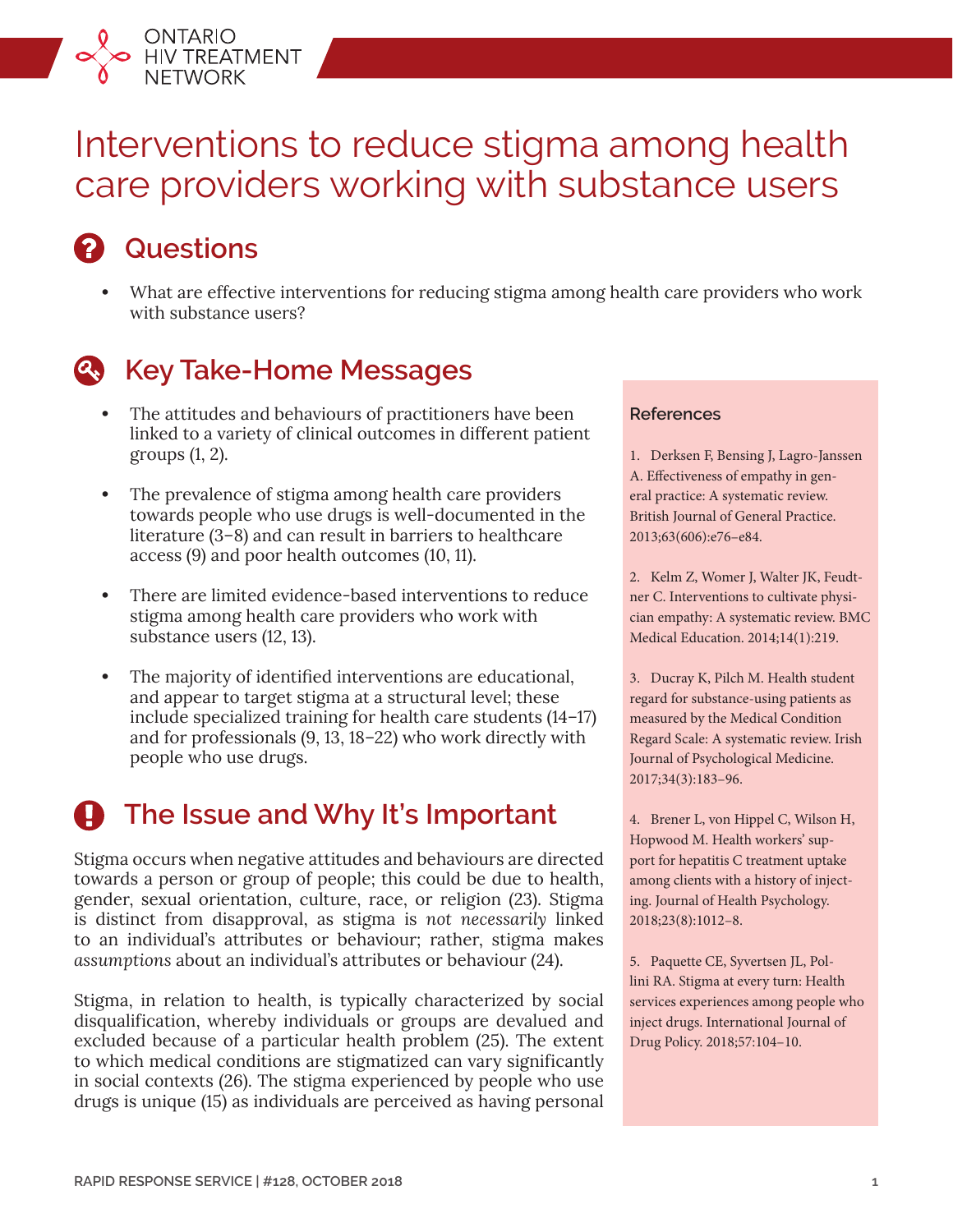ONTARIO HIV TREATMENT NETWORK

# Interventions to reduce stigma among health care providers working with substance users

## Questions

- What are effective interventions for reducing stigma among health care providers who work with substance users?

## Key Take-Home Messages

- The attitudes and behaviours of practitioners have been linked to a variety of clinical outcomes in different patient groups (1, 2).
- The prevalence of stigma among health care providers towards people who use drugs is well-documented in the literature (3–8) and can result in barriers to healthcare access (9) and poor health outcomes (10, 11).
- There are limited evidence-based interventions to reduce stigma among health care providers who work with substance users (12, 13).
- The majority of identified interventions are educational, and appear to target stigma at a structural level; these include specialized training for health care students (14–17) and for professionals (9, 13, 18–22) who work directly with people who use drugs.

## The Issue and Why It's Important

Stigma occurs when negative attitudes and behaviours are directed towards a person or group of people; this could be due to health, gender, sexual orientation, culture, race, or religion (23). Stigma is distinct from disapproval, as stigma is *not necessarily* linked to an individual's attributes or behaviour; rather, stigma makes *assumptions* about an individual's attributes or behaviour (24).

Stigma, in relation to health, is typically characterized by social disqualification, whereby individuals or groups are devalued and excluded because of a particular health problem (25). The extent to which medical conditions are stigmatized can vary significantly in social contexts (26). The stigma experienced by people who use drugs is unique (15) as individuals are perceived as having personal

### References

1. Derksen F, Bensing J, Lagro-Janssen A. Effectiveness of empathy in general practice: A systematic review. British Journal of General Practice. 2013;63(606):e76–e84.

2. Kelm Z, Womer J, Walter JK, Feudtner C. Interventions to cultivate physician empathy: A systematic review. BMC Medical Education. 2014;14(1):219.

3. Ducray K, Pilch M. Health student regard for substance-using patients as measured by the Medical Condition Regard Scale: A systematic review. Irish Journal of Psychological Medicine. 2017;34(3):183–96.

4. Brener L, von Hippel C, Wilson H, Hopwood M. Health workers' support for hepatitis C treatment uptake among clients with a history of injecting. Journal of Health Psychology. 2018;23(8):1012–8.

5. Paquette CE, Syvertsen JL, Pollini RA. Stigma at every turn: Health services experiences among people who inject drugs. International Journal of Drug Policy. 2018;57:104–10.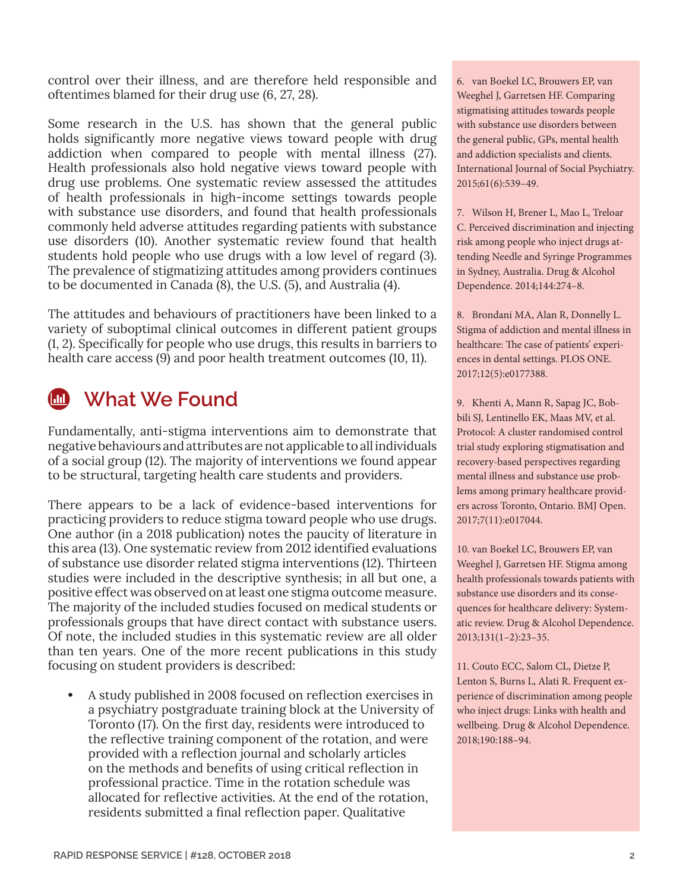control over their illness, and are therefore held responsible and oftentimes blamed for their drug use (6, 27, 28).

Some research in the U.S. has shown that the general public holds significantly more negative views toward people with drug addiction when compared to people with mental illness (27). Health professionals also hold negative views toward people with drug use problems. One systematic review assessed the attitudes of health professionals in high-income settings towards people with substance use disorders, and found that health professionals commonly held adverse attitudes regarding patients with substance use disorders (10). Another systematic review found that health students hold people who use drugs with a low level of regard (3). The prevalence of stigmatizing attitudes among providers continues to be documented in Canada (8), the U.S. (5), and Australia (4).

The attitudes and behaviours of practitioners have been linked to a variety of suboptimal clinical outcomes in different patient groups (1, 2). Specifically for people who use drugs, this results in barriers to health care access (9) and poor health treatment outcomes (10, 11).

## What We Found

Fundamentally, anti-stigma interventions aim to demonstrate that negative behaviours and attributes are not applicable to all individuals of a social group (12). The majority of interventions we found appear to be structural, targeting health care students and providers.

There appears to be a lack of evidence-based interventions for practicing providers to reduce stigma toward people who use drugs. One author (in a 2018 publication) notes the paucity of literature in this area (13). One systematic review from 2012 identified evaluations of substance use disorder related stigma interventions (12). Thirteen studies were included in the descriptive synthesis; in all but one, a positive effect was observed on at least one stigma outcome measure. The majority of the included studies focused on medical students or professionals groups that have direct contact with substance users. Of note, the included studies in this systematic review are all older than ten years. One of the more recent publications in this study focusing on student providers is described:

- A study published in 2008 focused on reflection exercises in a psychiatry postgraduate training block at the University of Toronto (17). On the first day, residents were introduced to the reflective training component of the rotation, and were provided with a reflection journal and scholarly articles on the methods and benefits of using critical reflection in professional practice. Time in the rotation schedule was allocated for reflective activities. At the end of the rotation, residents submitted a final reflection paper. Qualitative

6. van Boekel LC, Brouwers EP, van Weeghel J, Garretsen HF. Comparing stigmatising attitudes towards people with substance use disorders between the general public, GPs, mental health and addiction specialists and clients. International Journal of Social Psychiatry. 2015;61(6):539–49.

7. Wilson H, Brener L, Mao L, Treloar C. Perceived discrimination and injecting risk among people who inject drugs attending Needle and Syringe Programmes in Sydney, Australia. Drug & Alcohol Dependence. 2014;144:274–8.

8. Brondani MA, Alan R, Donnelly L. Stigma of addiction and mental illness in healthcare: The case of patients' experiences in dental settings. PLOS ONE. 2017;12(5):e0177388.

9. Khenti A, Mann R, Sapag JC, Bobbili SJ, Lentinello EK, Maas MV, et al. Protocol: A cluster randomised control trial study exploring stigmatisation and recovery-based perspectives regarding mental illness and substance use problems among primary healthcare providers across Toronto, Ontario. BMJ Open. 2017;7(11):e017044.

10. van Boekel LC, Brouwers EP, van Weeghel J, Garretsen HF. Stigma among health professionals towards patients with substance use disorders and its consequences for healthcare delivery: Systematic review. Drug & Alcohol Dependence. 2013;131(1–2):23–35.

11. Couto ECC, Salom CL, Dietze P, Lenton S, Burns L, Alati R. Frequent experience of discrimination among people who inject drugs: Links with health and wellbeing. Drug & Alcohol Dependence. 2018;190:188–94.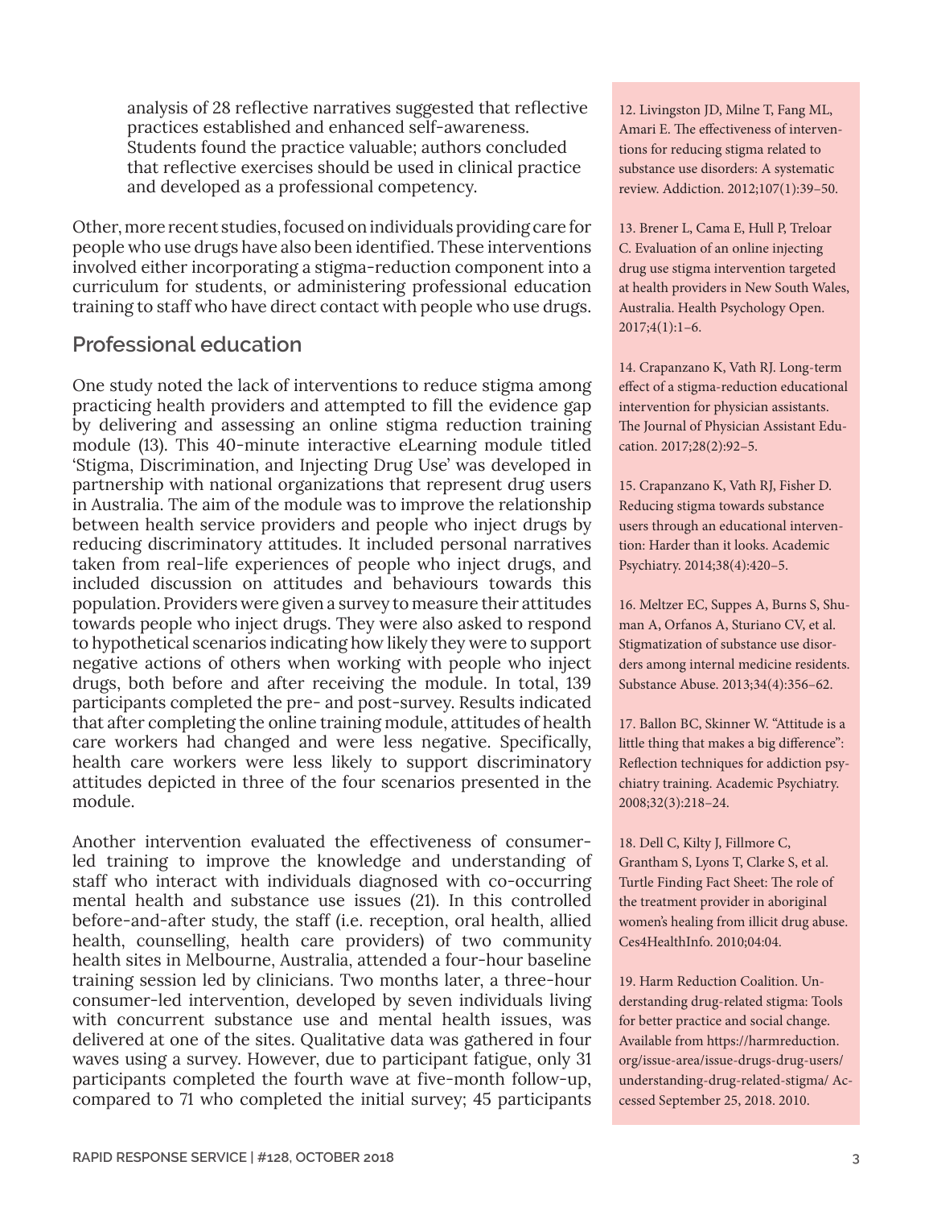analysis of 28 reflective narratives suggested that reflective practices established and enhanced self-awareness. Students found the practice valuable; authors concluded that reflective exercises should be used in clinical practice and developed as a professional competency.

Other, more recent studies, focused on individuals providing care for people who use drugs have also been identified. These interventions involved either incorporating a stigma-reduction component into a curriculum for students, or administering professional education training to staff who have direct contact with people who use drugs.

## Professional education

One study noted the lack of interventions to reduce stigma among practicing health providers and attempted to fill the evidence gap by delivering and assessing an online stigma reduction training module (13). This 40-minute interactive eLearning module titled 'Stigma, Discrimination, and Injecting Drug Use' was developed in partnership with national organizations that represent drug users in Australia. The aim of the module was to improve the relationship between health service providers and people who inject drugs by reducing discriminatory attitudes. It included personal narratives taken from real-life experiences of people who inject drugs, and included discussion on attitudes and behaviours towards this population. Providers were given a survey to measure their attitudes towards people who inject drugs. They were also asked to respond to hypothetical scenarios indicating how likely they were to support negative actions of others when working with people who inject drugs, both before and after receiving the module. In total, 139 participants completed the pre- and post-survey. Results indicated that after completing the online training module, attitudes of health care workers had changed and were less negative. Specifically, health care workers were less likely to support discriminatory attitudes depicted in three of the four scenarios presented in the module.

Another intervention evaluated the effectiveness of consumer-led training to improve the knowledge and understanding of staff who interact with individuals diagnosed with co-occurring mental health and substance use issues (21). In this controlled before-and-after study, the staff (i.e. reception, oral health, allied health, counselling, health care providers) of two community health sites in Melbourne, Australia, attended a four-hour baseline training session led by clinicians. Two months later, a three-hour consumer-led intervention, developed by seven individuals living with concurrent substance use and mental health issues, was delivered at one of the sites. Qualitative data was gathered in four waves using a survey. However, due to participant fatigue, only 31 participants completed the fourth wave at five-month follow-up, compared to 71 who completed the initial survey; 45 participants

12. Livingston JD, Milne T, Fang ML, Amari E. The effectiveness of interventions for reducing stigma related to substance use disorders: A systematic review. Addiction. 2012;107(1):39–50.

13. Brener L, Cama E, Hull P, Treloar C. Evaluation of an online injecting drug use stigma intervention targeted at health providers in New South Wales, Australia. Health Psychology Open. 2017;4(1):1–6.

14. Crapanzano K, Vath RJ. Long-term effect of a stigma-reduction educational intervention for physician assistants. The Journal of Physician Assistant Education. 2017;28(2):92–5.

15. Crapanzano K, Vath RJ, Fisher D. Reducing stigma towards substance users through an educational intervention: Harder than it looks. Academic Psychiatry. 2014;38(4):420–5.

16. Meltzer EC, Suppes A, Burns S, Shuman A, Orfanos A, Sturiano CV, et al. Stigmatization of substance use disorders among internal medicine residents. Substance Abuse. 2013;34(4):356–62.

17. Ballon BC, Skinner W. "Attitude is a little thing that makes a big difference": Reflection techniques for addiction psychiatry training. Academic Psychiatry. 2008;32(3):218–24.

18. Dell C, Kilty J, Fillmore C, Grantham S, Lyons T, Clarke S, et al. Turtle Finding Fact Sheet: The role of the treatment provider in aboriginal women's healing from illicit drug abuse. Ces4HealthInfo. 2010;04:04.

19. Harm Reduction Coalition. Understanding drug-related stigma: Tools for better practice and social change. Available from https://harmreduction.org/issue-area/issue-drugs-drug-users/understanding-drug-related-stigma/ Accessed September 25, 2018. 2010.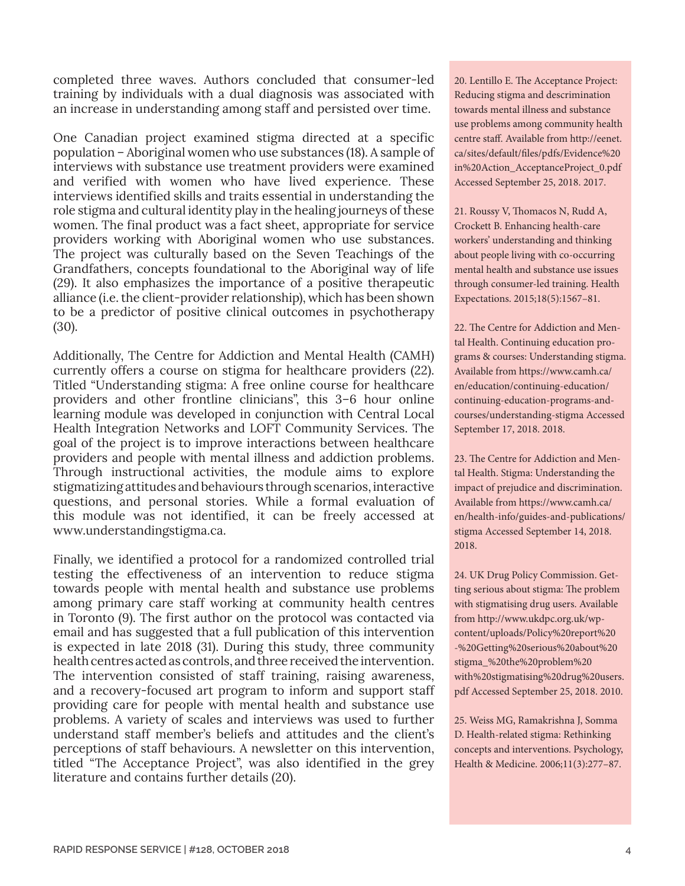completed three waves. Authors concluded that consumer-led training by individuals with a dual diagnosis was associated with an increase in understanding among staff and persisted over time.

One Canadian project examined stigma directed at a specific population – Aboriginal women who use substances (18). A sample of interviews with substance use treatment providers were examined and verified with women who have lived experience. These interviews identified skills and traits essential in understanding the role stigma and cultural identity play in the healing journeys of these women. The final product was a fact sheet, appropriate for service providers working with Aboriginal women who use substances. The project was culturally based on the Seven Teachings of the Grandfathers, concepts foundational to the Aboriginal way of life (29). It also emphasizes the importance of a positive therapeutic alliance (i.e. the client-provider relationship), which has been shown to be a predictor of positive clinical outcomes in psychotherapy (30).

Additionally, The Centre for Addiction and Mental Health (CAMH) currently offers a course on stigma for healthcare providers (22). Titled "Understanding stigma: A free online course for healthcare providers and other frontline clinicians", this 3–6 hour online learning module was developed in conjunction with Central Local Health Integration Networks and LOFT Community Services. The goal of the project is to improve interactions between healthcare providers and people with mental illness and addiction problems. Through instructional activities, the module aims to explore stigmatizing attitudes and behaviours through scenarios, interactive questions, and personal stories. While a formal evaluation of this module was not identified, it can be freely accessed at www.understandingstigma.ca.

Finally, we identified a protocol for a randomized controlled trial testing the effectiveness of an intervention to reduce stigma towards people with mental health and substance use problems among primary care staff working at community health centres in Toronto (9). The first author on the protocol was contacted via email and has suggested that a full publication of this intervention is expected in late 2018 (31). During this study, three community health centres acted as controls, and three received the intervention. The intervention consisted of staff training, raising awareness, and a recovery-focused art program to inform and support staff providing care for people with mental health and substance use problems. A variety of scales and interviews was used to further understand staff member's beliefs and attitudes and the client's perceptions of staff behaviours. A newsletter on this intervention, titled "The Acceptance Project", was also identified in the grey literature and contains further details (20).

20. Lentillo E. The Acceptance Project: Reducing stigma and descrimination towards mental illness and substance use problems among community health centre staff. Available from http://eenet.ca/sites/default/files/pdfs/Evidence%20in%20Action_AcceptanceProject_0.pdf Accessed September 25, 2018. 2017.

21. Roussy V, Thomacos N, Rudd A, Crockett B. Enhancing health-care workers' understanding and thinking about people living with co-occurring mental health and substance use issues through consumer-led training. Health Expectations. 2015;18(5):1567–81.

22. The Centre for Addiction and Mental Health. Continuing education programs & courses: Understanding stigma. Available from https://www.camh.ca/en/education/continuing-education/continuing-education-programs-and-courses/understanding-stigma Accessed September 17, 2018. 2018.

23. The Centre for Addiction and Mental Health. Stigma: Understanding the impact of prejudice and discrimination. Available from https://www.camh.ca/en/health-info/guides-and-publications/stigma Accessed September 14, 2018. 2018.

24. UK Drug Policy Commission. Getting serious about stigma: The problem with stigmatising drug users. Available from http://www.ukdpc.org.uk/wp-content/uploads/Policy%20report%20-%20Getting%20serious%20about%20stigma_%20the%20problem%20with%20stigmatising%20drug%20users.pdf Accessed September 25, 2018. 2010.

25. Weiss MG, Ramakrishna J, Somma D. Health-related stigma: Rethinking concepts and interventions. Psychology, Health & Medicine. 2006;11(3):277–87.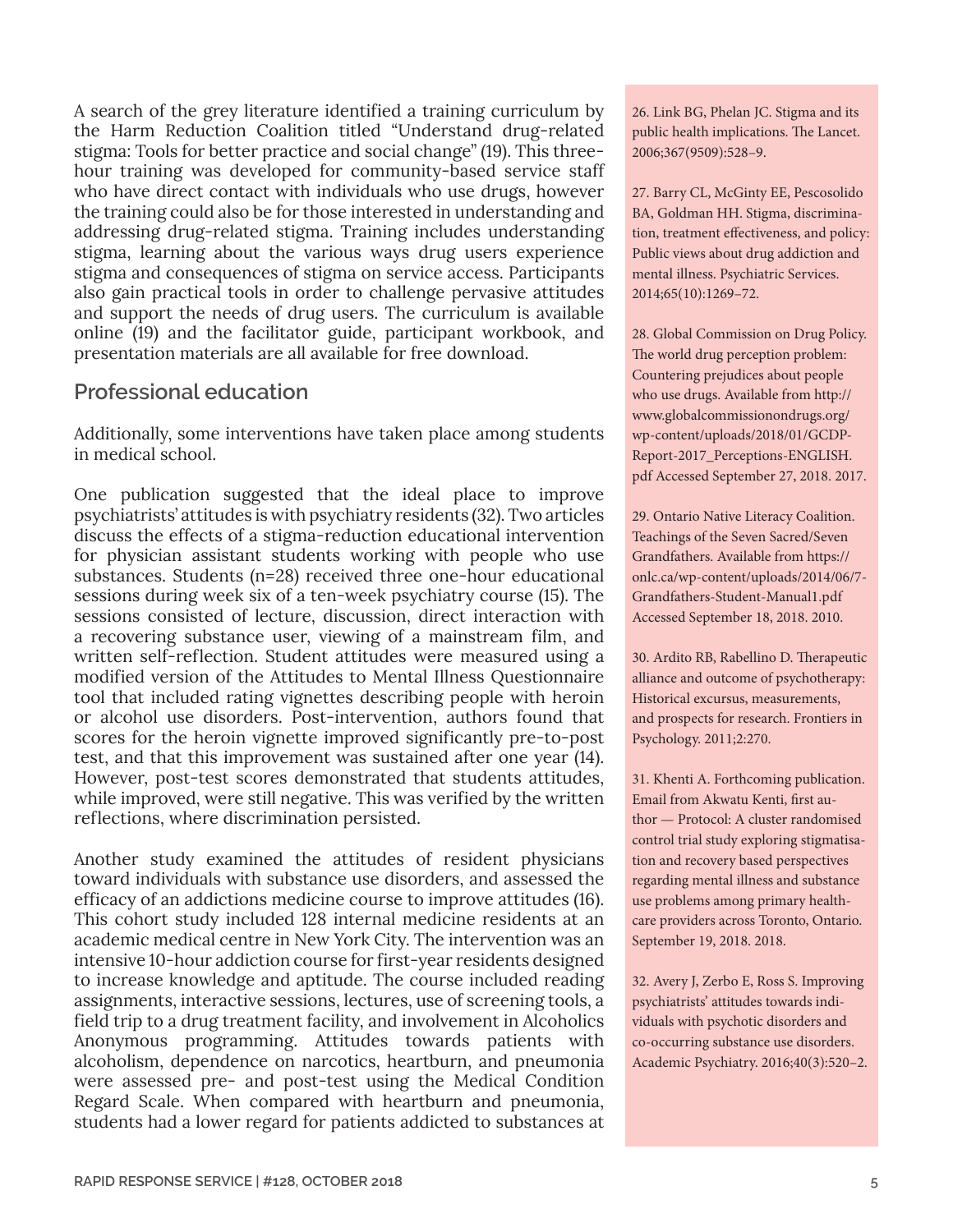A search of the grey literature identified a training curriculum by the Harm Reduction Coalition titled "Understand drug-related stigma: Tools for better practice and social change" (19). This three-hour training was developed for community-based service staff who have direct contact with individuals who use drugs, however the training could also be for those interested in understanding and addressing drug-related stigma. Training includes understanding stigma, learning about the various ways drug users experience stigma and consequences of stigma on service access. Participants also gain practical tools in order to challenge pervasive attitudes and support the needs of drug users. The curriculum is available online (19) and the facilitator guide, participant workbook, and presentation materials are all available for free download.

## Professional education

Additionally, some interventions have taken place among students in medical school.

One publication suggested that the ideal place to improve psychiatrists' attitudes is with psychiatry residents (32). Two articles discuss the effects of a stigma-reduction educational intervention for physician assistant students working with people who use substances. Students (n=28) received three one-hour educational sessions during week six of a ten-week psychiatry course (15). The sessions consisted of lecture, discussion, direct interaction with a recovering substance user, viewing of a mainstream film, and written self-reflection. Student attitudes were measured using a modified version of the Attitudes to Mental Illness Questionnaire tool that included rating vignettes describing people with heroin or alcohol use disorders. Post-intervention, authors found that scores for the heroin vignette improved significantly pre-to-post test, and that this improvement was sustained after one year (14). However, post-test scores demonstrated that students attitudes, while improved, were still negative. This was verified by the written reflections, where discrimination persisted.

Another study examined the attitudes of resident physicians toward individuals with substance use disorders, and assessed the efficacy of an addictions medicine course to improve attitudes (16). This cohort study included 128 internal medicine residents at an academic medical centre in New York City. The intervention was an intensive 10-hour addiction course for first-year residents designed to increase knowledge and aptitude. The course included reading assignments, interactive sessions, lectures, use of screening tools, a field trip to a drug treatment facility, and involvement in Alcoholics Anonymous programming. Attitudes towards patients with alcoholism, dependence on narcotics, heartburn, and pneumonia were assessed pre- and post-test using the Medical Condition Regard Scale. When compared with heartburn and pneumonia, students had a lower regard for patients addicted to substances at

26. Link BG, Phelan JC. Stigma and its public health implications. The Lancet. 2006;367(9509):528–9.

27. Barry CL, McGinty EE, Pescosolido BA, Goldman HH. Stigma, discrimination, treatment effectiveness, and policy: Public views about drug addiction and mental illness. Psychiatric Services. 2014;65(10):1269–72.

28. Global Commission on Drug Policy. The world drug perception problem: Countering prejudices about people who use drugs. Available from http://www.globalcommissionondrugs.org/wp-content/uploads/2018/01/GCDP-Report-2017_Perceptions-ENGLISH.pdf Accessed September 27, 2018. 2017.

29. Ontario Native Literacy Coalition. Teachings of the Seven Sacred/Seven Grandfathers. Available from https://onlc.ca/wp-content/uploads/2014/06/7-Grandfathers-Student-Manual1.pdf Accessed September 18, 2018. 2010.

30. Ardito RB, Rabellino D. Therapeutic alliance and outcome of psychotherapy: Historical excursus, measurements, and prospects for research. Frontiers in Psychology. 2011;2:270.

31. Khenti A. Forthcoming publication. Email from Akwatu Kenti, first author — Protocol: A cluster randomised control trial study exploring stigmatisation and recovery based perspectives regarding mental illness and substance use problems among primary healthcare providers across Toronto, Ontario. September 19, 2018. 2018.

32. Avery J, Zerbo E, Ross S. Improving psychiatrists' attitudes towards individuals with psychotic disorders and co-occurring substance use disorders. Academic Psychiatry. 2016;40(3):520–2.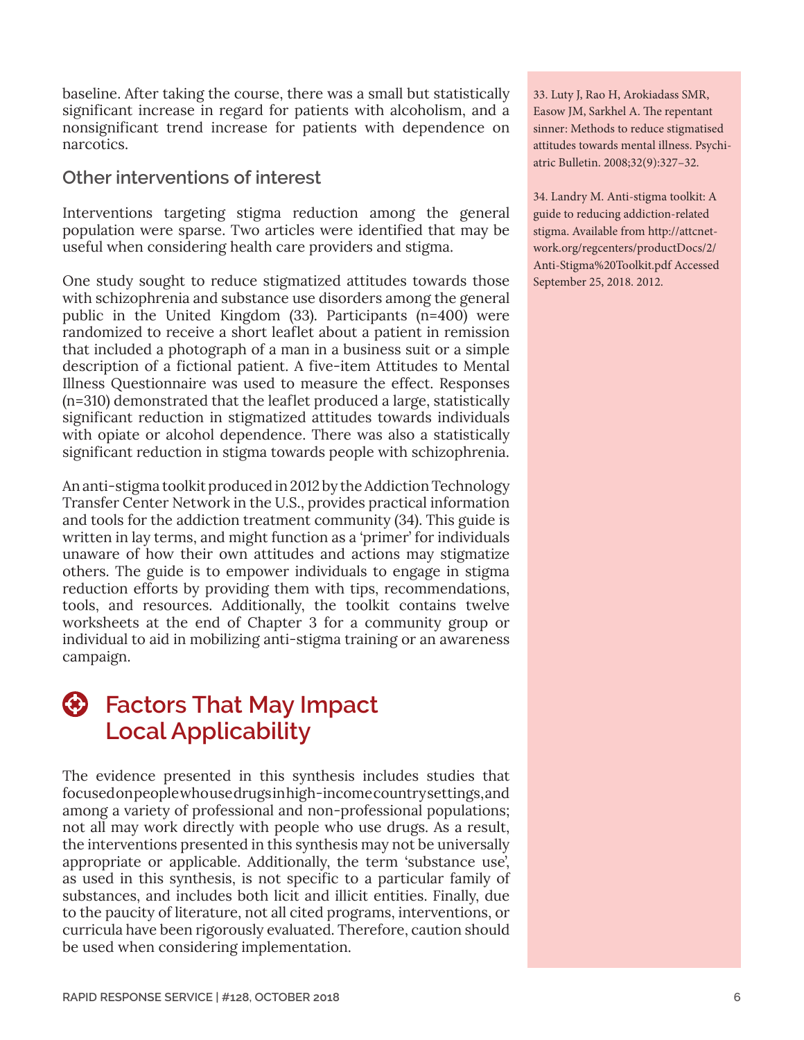baseline. After taking the course, there was a small but statistically significant increase in regard for patients with alcoholism, and a nonsignificant trend increase for patients with dependence on narcotics.

### Other interventions of interest

Interventions targeting stigma reduction among the general population were sparse. Two articles were identified that may be useful when considering health care providers and stigma.

One study sought to reduce stigmatized attitudes towards those with schizophrenia and substance use disorders among the general public in the United Kingdom (33). Participants (n=400) were randomized to receive a short leaflet about a patient in remission that included a photograph of a man in a business suit or a simple description of a fictional patient. A five-item Attitudes to Mental Illness Questionnaire was used to measure the effect. Responses (n=310) demonstrated that the leaflet produced a large, statistically significant reduction in stigmatized attitudes towards individuals with opiate or alcohol dependence. There was also a statistically significant reduction in stigma towards people with schizophrenia.

An anti-stigma toolkit produced in 2012 by the Addiction Technology Transfer Center Network in the U.S., provides practical information and tools for the addiction treatment community (34). This guide is written in lay terms, and might function as a 'primer' for individuals unaware of how their own attitudes and actions may stigmatize others. The guide is to empower individuals to engage in stigma reduction efforts by providing them with tips, recommendations, tools, and resources. Additionally, the toolkit contains twelve worksheets at the end of Chapter 3 for a community group or individual to aid in mobilizing anti-stigma training or an awareness campaign.

## Factors That May Impact Local Applicability

The evidence presented in this synthesis includes studies that focused on people who used drugs in high-income country settings, and among a variety of professional and non-professional populations; not all may work directly with people who use drugs. As a result, the interventions presented in this synthesis may not be universally appropriate or applicable. Additionally, the term 'substance use', as used in this synthesis, is not specific to a particular family of substances, and includes both licit and illicit entities. Finally, due to the paucity of literature, not all cited programs, interventions, or curricula have been rigorously evaluated. Therefore, caution should be used when considering implementation.

33. Luty J, Rao H, Arokiadass SMR, Easow JM, Sarkhel A. The repentant sinner: Methods to reduce stigmatised attitudes towards mental illness. Psychiatric Bulletin. 2008;32(9):327–32.

34. Landry M. Anti-stigma toolkit: A guide to reducing addiction-related stigma. Available from http://attcnetwork.org/regcenters/productDocs/2/Anti-Stigma%20Toolkit.pdf Accessed September 25, 2018. 2012.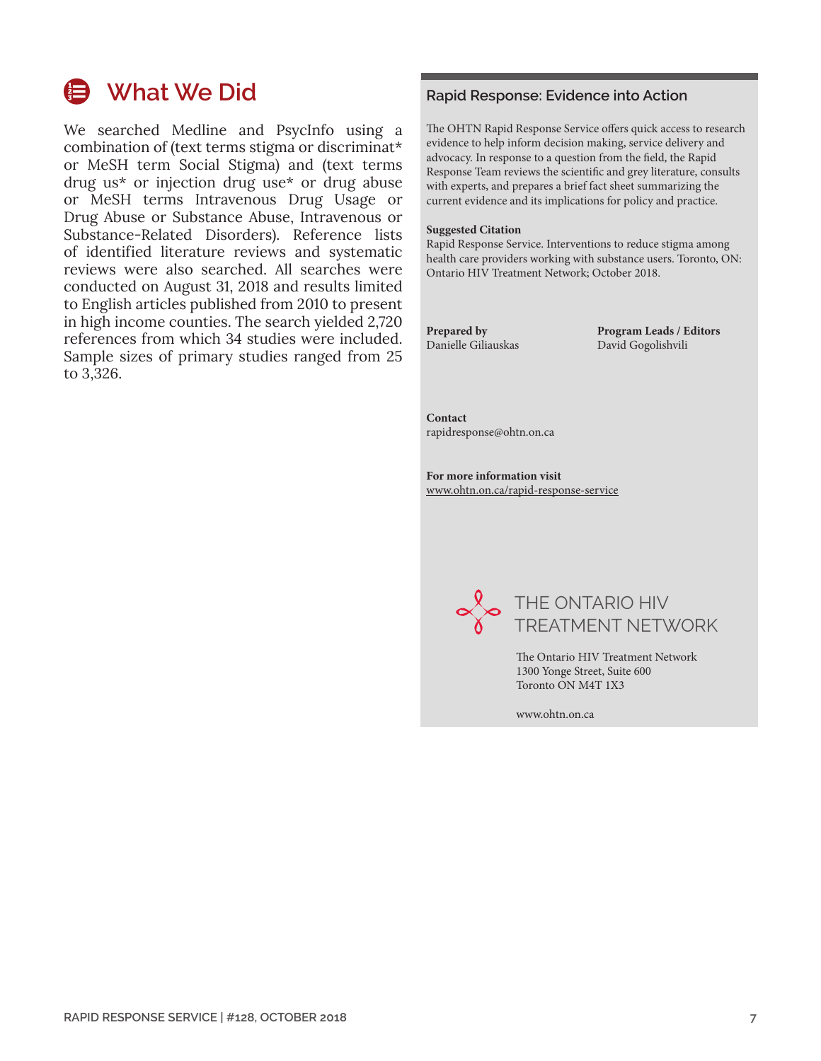## What We Did

We searched Medline and PsycInfo using a combination of (text terms stigma or discriminat* or MeSH term Social Stigma) and (text terms drug us* or injection drug use* or drug abuse or MeSH terms Intravenous Drug Usage or Drug Abuse or Substance Abuse, Intravenous or Substance-Related Disorders). Reference lists of identified literature reviews and systematic reviews were also searched. All searches were conducted on August 31, 2018 and results limited to English articles published from 2010 to present in high income counties. The search yielded 2,720 references from which 34 studies were included. Sample sizes of primary studies ranged from 25 to 3,326.

### Rapid Response: Evidence into Action

The OHTN Rapid Response Service offers quick access to research evidence to help inform decision making, service delivery and advocacy. In response to a question from the field, the Rapid Response Team reviews the scientific and grey literature, consults with experts, and prepares a brief fact sheet summarizing the current evidence and its implications for policy and practice.

**Suggested Citation**
Rapid Response Service. Interventions to reduce stigma among health care providers working with substance users. Toronto, ON: Ontario HIV Treatment Network; October 2018.

**Prepared by**
Danielle Giliauskas

**Program Leads / Editors**
David Gogolishvili

**Contact**
rapidresponse@ohtn.on.ca

**For more information visit**
www.ohtn.on.ca/rapid-response-service

THE ONTARIO HIV TREATMENT NETWORK

The Ontario HIV Treatment Network
1300 Yonge Street, Suite 600
Toronto ON M4T 1X3

www.ohtn.on.ca